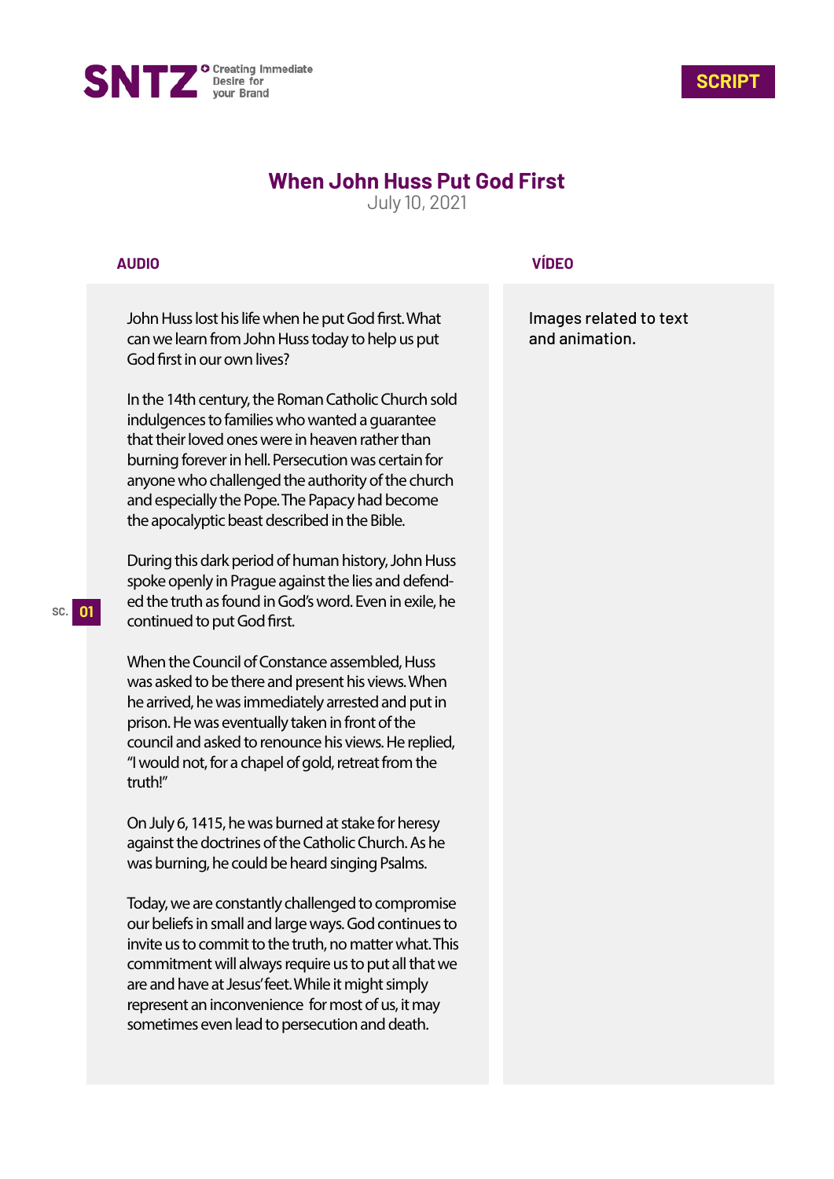SNTZ Creating Immediate Desire for your Brand

SCRIPT

# When John Huss Put God First

July 10, 2021

| AUDIO | VÍDEO |
|---|---|
| John Huss lost his life when he put God first. What can we learn from John Huss today to help us put God first in our own lives?<br><br>In the 14th century, the Roman Catholic Church sold indulgences to families who wanted a guarantee that their loved ones were in heaven rather than burning forever in hell. Persecution was certain for anyone who challenged the authority of the church and especially the Pope. The Papacy had become the apocalyptic beast described in the Bible.<br><br>During this dark period of human history, John Huss spoke openly in Prague against the lies and defended the truth as found in God's word. Even in exile, he continued to put God first.<br><br>When the Council of Constance assembled, Huss was asked to be there and present his views. When he arrived, he was immediately arrested and put in prison. He was eventually taken in front of the council and asked to renounce his views. He replied, "I would not, for a chapel of gold, retreat from the truth!"<br><br>On July 6, 1415, he was burned at stake for heresy against the doctrines of the Catholic Church. As he was burning, he could be heard singing Psalms.<br><br>Today, we are constantly challenged to compromise our beliefs in small and large ways. God continues to invite us to commit to the truth, no matter what. This commitment will always require us to put all that we are and have at Jesus' feet. While it might simply represent an inconvenience for most of us, it may sometimes even lead to persecution and death. | Images related to text and animation. |

SC. 01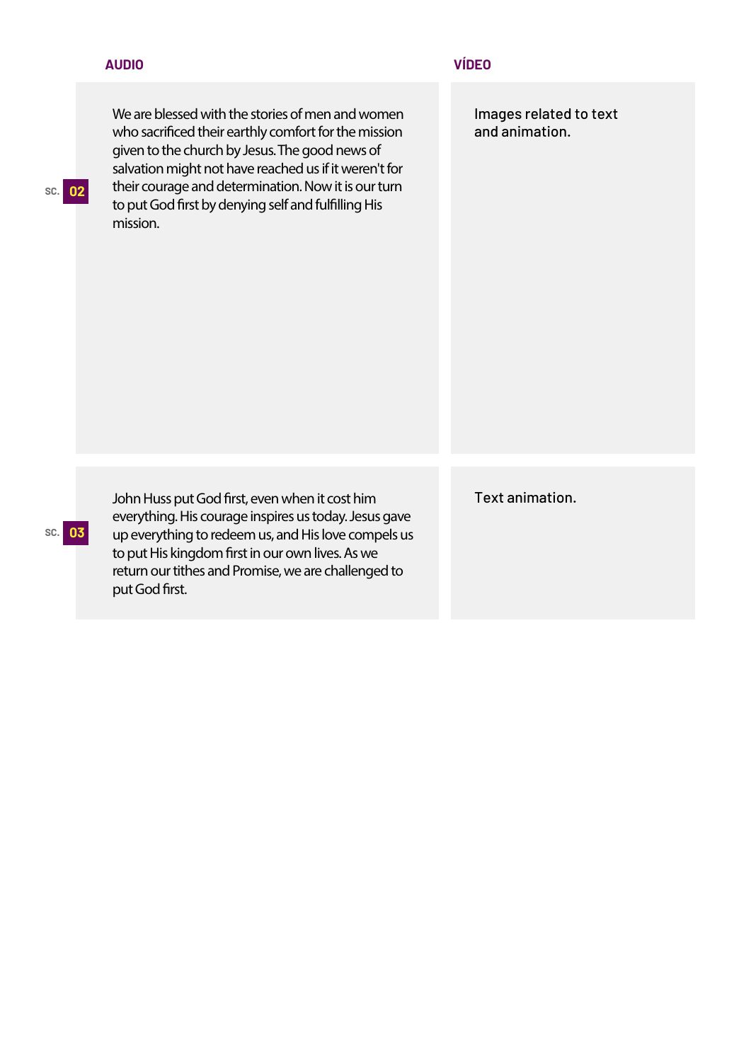| | AUDIO | VÍDEO |
|---|---|---|
| SC. 02 | We are blessed with the stories of men and women who sacrificed their earthly comfort for the mission given to the church by Jesus. The good news of salvation might not have reached us if it weren't for their courage and determination. Now it is our turn to put God first by denying self and fulfilling His mission. | Images related to text and animation. |
| SC. 03 | John Huss put God first, even when it cost him everything. His courage inspires us today. Jesus gave up everything to redeem us, and His love compels us to put His kingdom first in our own lives. As we return our tithes and Promise, we are challenged to put God first. | Text animation. |